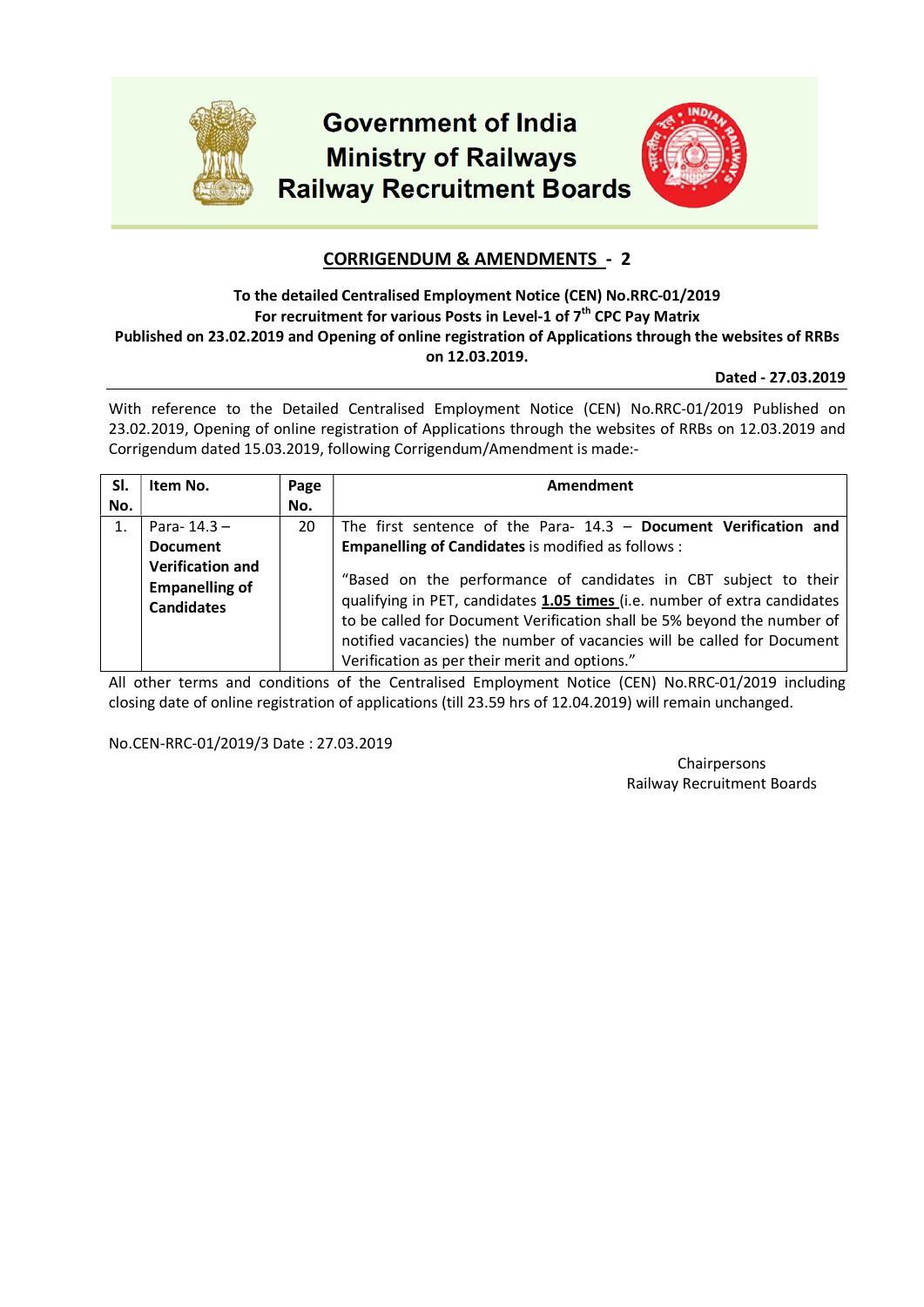# Government of India
# Ministry of Railways
# Railway Recruitment Boards

## CORRIGENDUM & AMENDMENTS - 2

**To the detailed Centralised Employment Notice (CEN) No.RRC-01/2019**
**For recruitment for various Posts in Level-1 of 7th CPC Pay Matrix**
**Published on 23.02.2019 and Opening of online registration of Applications through the websites of RRBs on 12.03.2019.**

**Dated - 27.03.2019**

---

With reference to the Detailed Centralised Employment Notice (CEN) No.RRC-01/2019 Published on 23.02.2019, Opening of online registration of Applications through the websites of RRBs on 12.03.2019 and Corrigendum dated 15.03.2019, following Corrigendum/Amendment is made:-

| Sl. No. | Item No. | Page No. | Amendment |
|---|---|---|---|
| 1. | Para- 14.3 – **Document Verification and Empanelling of Candidates** | 20 | The first sentence of the Para- 14.3 – **Document Verification and Empanelling of Candidates** is modified as follows : "Based on the performance of candidates in CBT subject to their qualifying in PET, candidates **1.05 times** (i.e. number of extra candidates to be called for Document Verification shall be 5% beyond the number of notified vacancies) the number of vacancies will be called for Document Verification as per their merit and options." |

All other terms and conditions of the Centralised Employment Notice (CEN) No.RRC-01/2019 including closing date of online registration of applications (till 23.59 hrs of 12.04.2019) will remain unchanged.

No.CEN-RRC-01/2019/3 Date : 27.03.2019

Chairpersons
Railway Recruitment Boards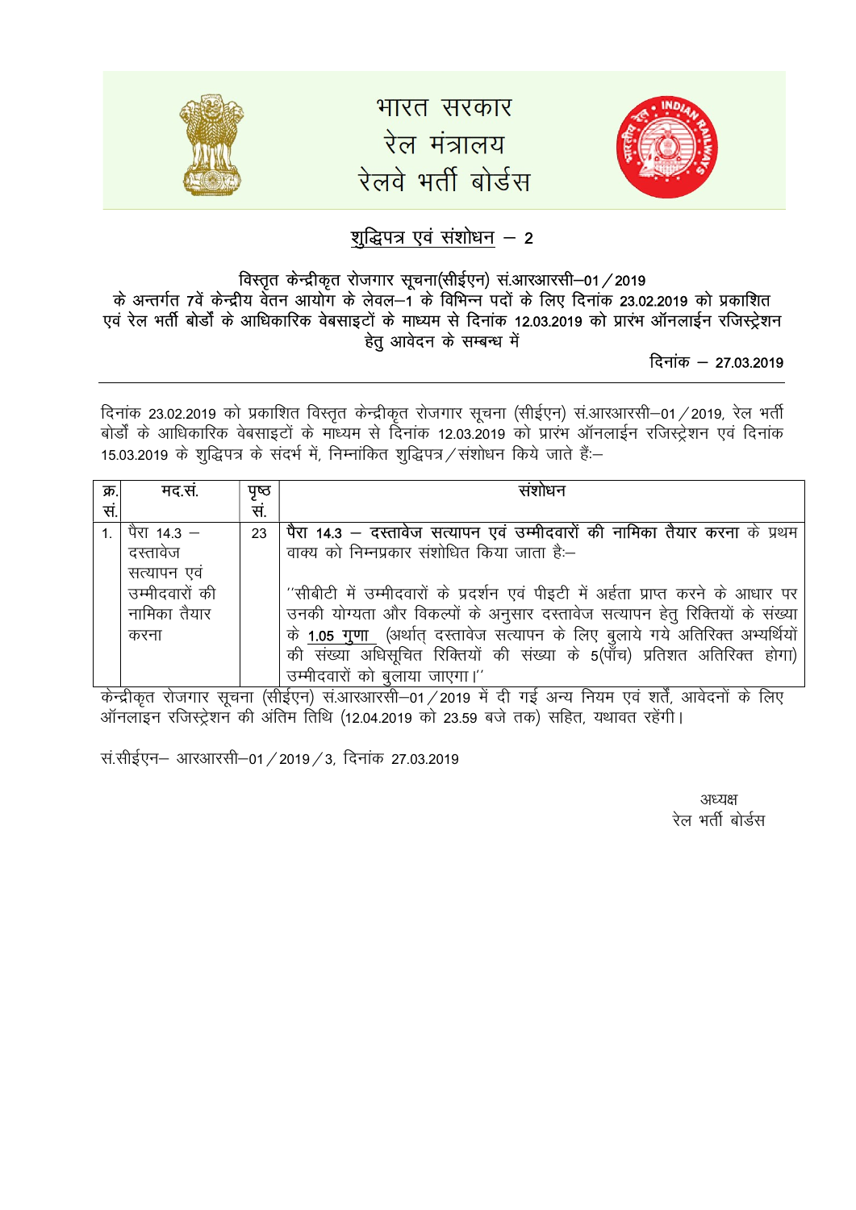# भारत सरकार
# रेल मंत्रालय
# रेलवे भर्ती बोर्डस

## <u>शुद्धिपत्र एवं संशोधन</u> – 2

**विस्तृत केन्द्रीकृत रोजगार सूचना(सीईएन) सं.आरआरसी–01/2019 के अन्तर्गत 7वें केन्द्रीय वेतन आयोग के लेवल–1 के विभिन्न पदों के लिए दिनांक 23.02.2019 को प्रकाशित एवं रेल भर्ती बोर्डों के आधिकारिक वेबसाइटों के माध्यम से दिनांक 12.03.2019 को प्रारंभ ऑनलाईन रजिस्ट्रेशन हेतु आवेदन के सम्बन्ध में**

**दिनांक – 27.03.2019**

---

दिनांक 23.02.2019 को प्रकाशित विस्तृत केन्द्रीकृत रोजगार सूचना (सीईएन) सं.आरआरसी–01/2019, रेल भर्ती बोर्डों के आधिकारिक वेबसाइटों के माध्यम से दिनांक 12.03.2019 को प्रारंभ ऑनलाईन रजिस्ट्रेशन एवं दिनांक 15.03.2019 के शुद्धिपत्र के संदर्भ में, निम्नांकित शुद्धिपत्र/संशोधन किये जाते हैं:–

| क्र. सं. | मद.सं. | पृष्ठ सं. | संशोधन |
|---|---|---|---|
| 1. | पैरा 14.3 – दस्तावेज सत्यापन एवं उम्मीदवारों की नामिका तैयार करना | 23 | **पैरा 14.3 – दस्तावेज सत्यापन एवं उम्मीदवारों की नामिका तैयार करना** के प्रथम वाक्य को निम्नप्रकार संशोधित किया जाता है:–<br><br>"सीबीटी में उम्मीदवारों के प्रदर्शन एवं पीइटी में अर्हता प्राप्त करने के आधार पर उनकी योग्यता और विकल्पों के अनुसार दस्तावेज सत्यापन हेतु रिक्तियों के संख्या के **<u>1.05 गुणा</u>** (अर्थात् दस्तावेज सत्यापन के लिए बुलाये गये अतिरिक्त अभ्यर्थियों की संख्या अधिसूचित रिक्तियों की संख्या के 5(पाँच) प्रतिशत अतिरिक्त होगा) उम्मीदवारों को बुलाया जाएगा।" |

केन्द्रीकृत रोजगार सूचना (सीईएन) सं.आरआरसी–01/2019 में दी गई अन्य नियम एवं शर्तें, आवेदनों के लिए ऑनलाइन रजिस्ट्रेशन की अंतिम तिथि (12.04.2019 को 23.59 बजे तक) सहित, यथावत रहेंगी।

सं.सीईएन– आरआरसी–01/2019/3, दिनांक 27.03.2019

अध्यक्ष
रेल भर्ती बोर्डस